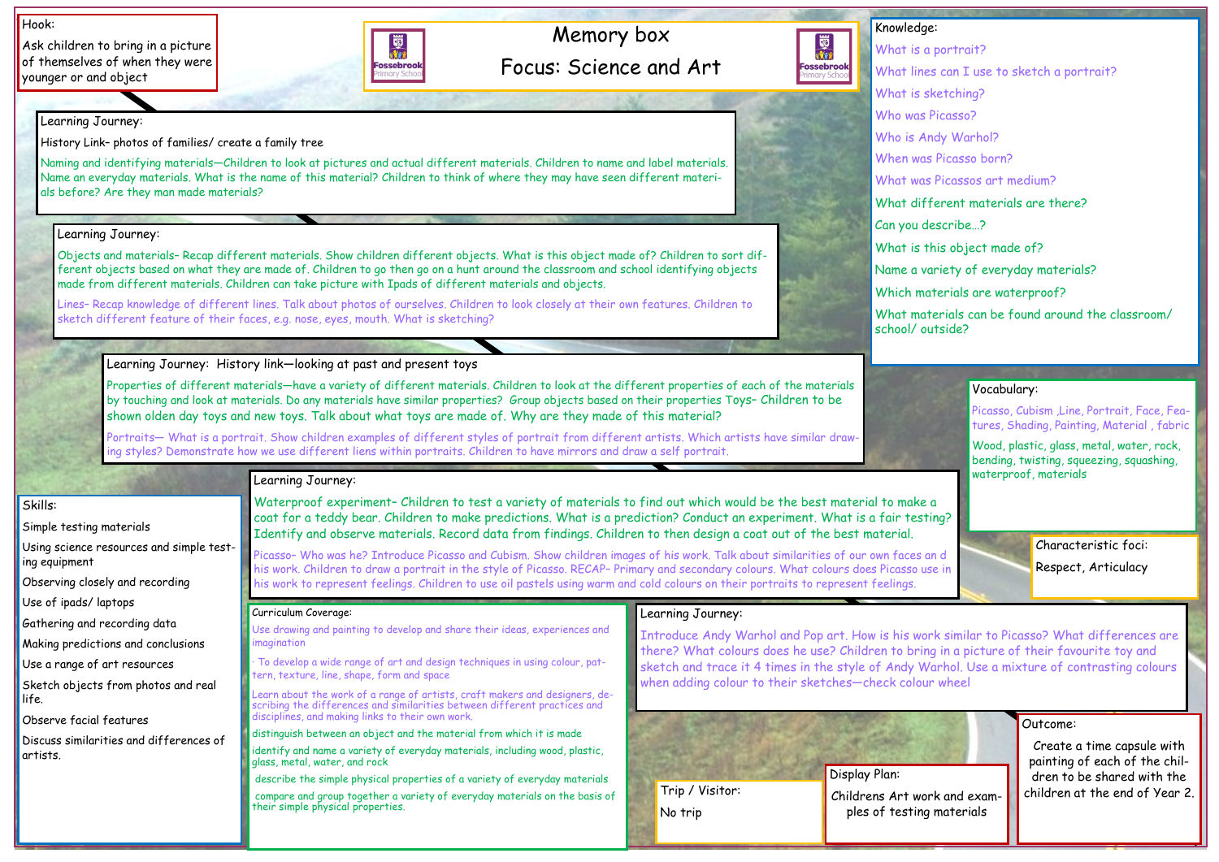# Memory box

## Focus: Science and Art

### Hook:

Ask children to bring in a picture of themselves of when they were younger or and object

### Learning Journey:

History Link– photos of families/ create a family tree

Naming and identifying materials—Children to look at pictures and actual different materials. Children to name and label materials. Name an everyday materials. What is the name of this material? Children to think of where they may have seen different materials before? Are they man made materials?

### Learning Journey:

Objects and materials– Recap different materials. Show children different objects. What is this object made of? Children to sort different objects based on what they are made of. Children to go then go on a hunt around the classroom and school identifying objects made from different materials. Children can take picture with Ipads of different materials and objects.

Lines– Recap knowledge of different lines. Talk about photos of ourselves. Children to look closely at their own features. Children to sketch different feature of their faces, e.g. nose, eyes, mouth. What is sketching?

### Learning Journey: History link—looking at past and present toys

Properties of different materials—have a variety of different materials. Children to look at the different properties of each of the materials by touching and look at materials. Do any materials have similar properties? Group objects based on their properties Toys– Children to be shown olden day toys and new toys. Talk about what toys are made of. Why are they made of this material?

Portraits— What is a portrait. Show children examples of different styles of portrait from different artists. Which artists have similar drawing styles? Demonstrate how we use different liens within portraits. Children to have mirrors and draw a self portrait.

### Learning Journey:

Waterproof experiment– Children to test a variety of materials to find out which would be the best material to make a coat for a teddy bear. Children to make predictions. What is a prediction? Conduct an experiment. What is a fair testing? Identify and observe materials. Record data from findings. Children to then design a coat out of the best material.

Picasso– Who was he? Introduce Picasso and Cubism. Show children images of his work. Talk about similarities of our own faces an d his work. Children to draw a portrait in the style of Picasso. RECAP– Primary and secondary colours. What colours does Picasso use in his work to represent feelings. Children to use oil pastels using warm and cold colours on their portraits to represent feelings.

### Learning Journey:

Introduce Andy Warhol and Pop art. How is his work similar to Picasso? What differences are there? What colours does he use? Children to bring in a picture of their favourite toy and sketch and trace it 4 times in the style of Andy Warhol. Use a mixture of contrasting colours when adding colour to their sketches—check colour wheel

### Knowledge:

- What is a portrait?
- What lines can I use to sketch a portrait?
- What is sketching?
- Who was Picasso?
- Who is Andy Warhol?
- When was Picasso born?
- What was Picassos art medium?
- What different materials are there?
- Can you describe…?
- What is this object made of?
- Name a variety of everyday materials?
- Which materials are waterproof?
- What materials can be found around the classroom/ school/ outside?

### Vocabulary:

Picasso, Cubism ,Line, Portrait, Face, Features, Shading, Painting, Material , fabric

Wood, plastic, glass, metal, water, rock, bending, twisting, squeezing, squashing, waterproof, materials

### Characteristic foci:

Respect, Articulacy

### Skills:

- Simple testing materials
- Using science resources and simple testing equipment
- Observing closely and recording
- Use of ipads/ laptops
- Gathering and recording data
- Making predictions and conclusions
- Use a range of art resources
- Sketch objects from photos and real life.
- Observe facial features
- Discuss similarities and differences of artists.

### Curriculum Coverage:

Use drawing and painting to develop and share their ideas, experiences and imagination

· To develop a wide range of art and design techniques in using colour, pattern, texture, line, shape, form and space

Learn about the work of a range of artists, craft makers and designers, describing the differences and similarities between different practices and disciplines, and making links to their own work.

distinguish between an object and the material from which it is made

identify and name a variety of everyday materials, including wood, plastic, glass, metal, water, and rock

describe the simple physical properties of a variety of everyday materials

compare and group together a variety of everyday materials on the basis of their simple physical properties.

### Trip / Visitor:

No trip

### Display Plan:

Childrens Art work and examples of testing materials

### Outcome:

Create a time capsule with painting of each of the children to be shared with the children at the end of Year 2.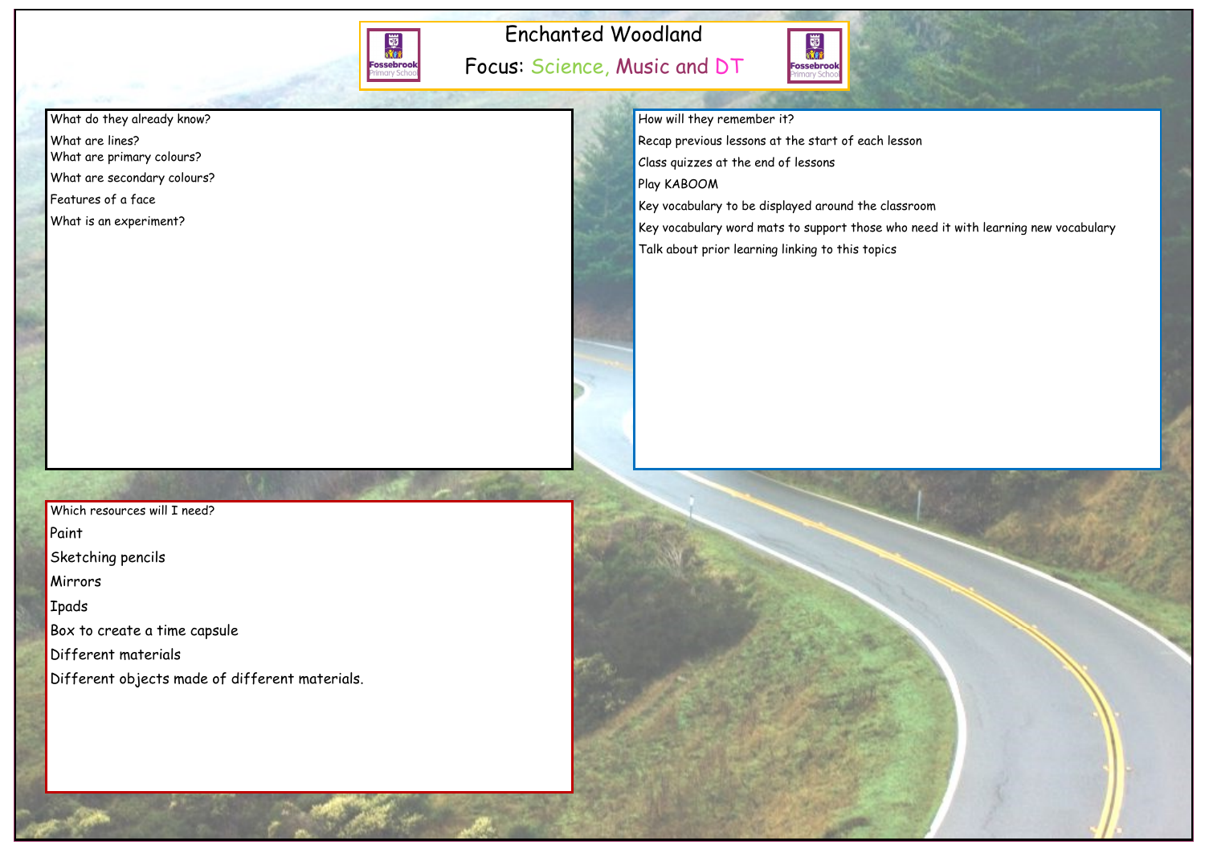# Enchanted Woodland

## Focus: Science, Music and DT

### What do they already know?

What are lines?

What are primary colours?

What are secondary colours?

Features of a face

What is an experiment?

### How will they remember it?

Recap previous lessons at the start of each lesson

Class quizzes at the end of lessons

Play KABOOM

Key vocabulary to be displayed around the classroom

Key vocabulary word mats to support those who need it with learning new vocabulary

Talk about prior learning linking to this topics

### Which resources will I need?

Paint

Sketching pencils

Mirrors

Ipads

Box to create a time capsule

Different materials

Different objects made of different materials.